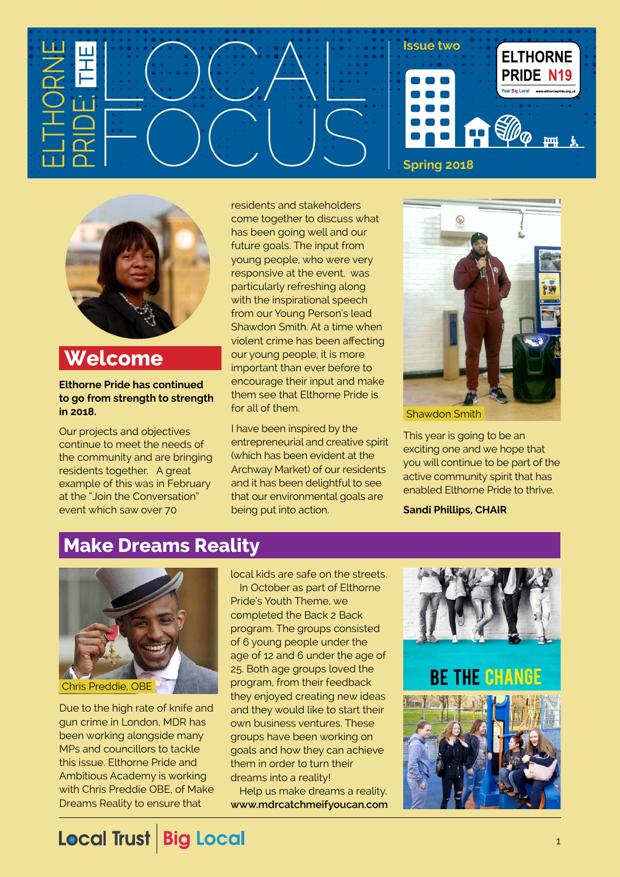# ELTHORNE PRIDE: THE LOCAL FOCUS

Issue two

ELTHORNE PRIDE N19

Spring 2018

## Welcome

**Elthorne Pride has continued to go from strength to strength in 2018.**

Our projects and objectives continue to meet the needs of the community and are bringing residents together. A great example of this was in February at the "Join the Conversation" event which saw over 70 residents and stakeholders come together to discuss what has been going well and our future goals. The input from young people, who were very responsive at the event, was particularly refreshing along with the inspirational speech from our Young Person's lead Shawdon Smith. At a time when violent crime has been affecting our young people, it is more important than ever before to encourage their input and make them see that Elthorne Pride is for all of them.

I have been inspired by the entrepreneurial and creative spirit (which has been evident at the Archway Market) of our residents and it has been delightful to see that our environmental goals are being put into action.

Shawdon Smith

This year is going to be an exciting one and we hope that you will continue to be part of the active community spirit that has enabled Elthorne Pride to thrive.

**Sandi Phillips, CHAIR**

## Make Dreams Reality

Chris Preddie, OBE

Due to the high rate of knife and gun crime in London, MDR has been working alongside many MPs and councillors to tackle this issue. Elthorne Pride and Ambitious Academy is working with Chris Preddie OBE, of Make Dreams Reality to ensure that local kids are safe on the streets.

In October as part of Elthorne Pride's Youth Theme, we completed the Back 2 Back program. The groups consisted of 6 young people under the age of 12 and 6 under the age of 25. Both age groups loved the program, from their feedback they enjoyed creating new ideas and they would like to start their own business ventures. These groups have been working on goals and how they can achieve them in order to turn their dreams into a reality!

Help us make dreams a reality.
**www.mdrcatchmeifyoucan.com**

BE THE CHANGE

Local Trust | Big Local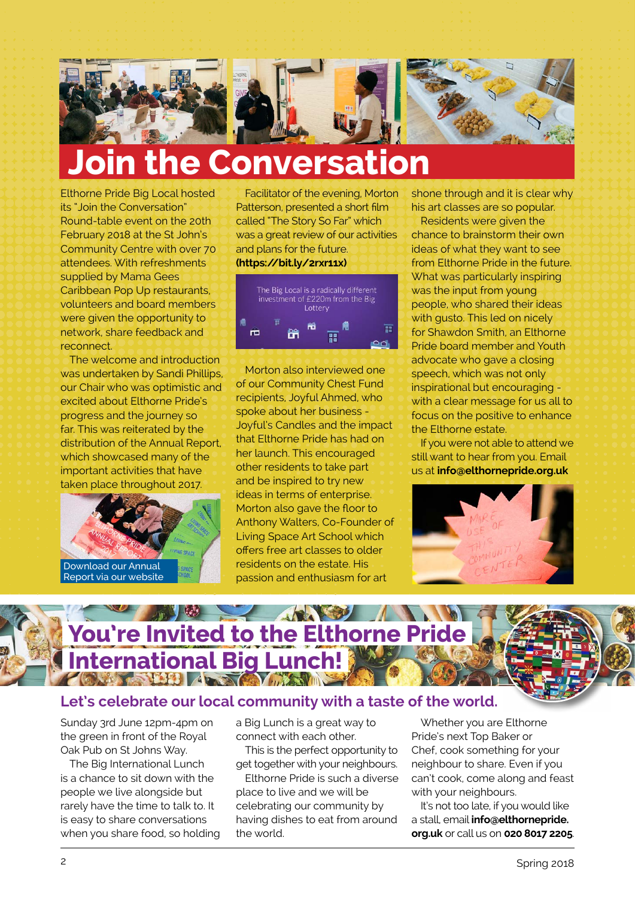# Join the Conversation

Elthorne Pride Big Local hosted its "Join the Conversation" Round-table event on the 20th February 2018 at the St John's Community Centre with over 70 attendees. With refreshments supplied by Mama Gees Caribbean Pop Up restaurants, volunteers and board members were given the opportunity to network, share feedback and reconnect.

The welcome and introduction was undertaken by Sandi Phillips, our Chair who was optimistic and excited about Elthorne Pride's progress and the journey so far. This was reiterated by the distribution of the Annual Report, which showcased many of the important activities that have taken place throughout 2017.

Download our Annual Report via our website

Facilitator of the evening, Morton Patterson, presented a short film called "The Story So Far" which was a great review of our activities and plans for the future. **(https://bit.ly/2rxr11x)**

The Big Local is a radically different investment of £220m from the Big Lottery

Morton also interviewed one of our Community Chest Fund recipients, Joyful Ahmed, who spoke about her business - Joyful's Candles and the impact that Elthorne Pride has had on her launch. This encouraged other residents to take part and be inspired to try new ideas in terms of enterprise. Morton also gave the floor to Anthony Walters, Co-Founder of Living Space Art School which offers free art classes to older residents on the estate. His passion and enthusiasm for art shone through and it is clear why his art classes are so popular.

Residents were given the chance to brainstorm their own ideas of what they want to see from Elthorne Pride in the future. What was particularly inspiring was the input from young people, who shared their ideas with gusto. This led on nicely for Shawdon Smith, an Elthorne Pride board member and Youth advocate who gave a closing speech, which was not only inspirational but encouraging - with a clear message for us all to focus on the positive to enhance the Elthorne estate.

If you were not able to attend we still want to hear from you. Email us at **info@elthornepride.org.uk**

# You're Invited to the Elthorne Pride International Big Lunch!

## Let's celebrate our local community with a taste of the world.

Sunday 3rd June 12pm-4pm on the green in front of the Royal Oak Pub on St Johns Way.

The Big International Lunch is a chance to sit down with the people we live alongside but rarely have the time to talk to. It is easy to share conversations when you share food, so holding a Big Lunch is a great way to connect with each other.

This is the perfect opportunity to get together with your neighbours.

Elthorne Pride is such a diverse place to live and we will be celebrating our community by having dishes to eat from around the world.

Whether you are Elthorne Pride's next Top Baker or Chef, cook something for your neighbour to share. Even if you can't cook, come along and feast with your neighbours.

It's not too late, if you would like a stall, email **info@elthornepride.org.uk** or call us on **020 8017 2205**.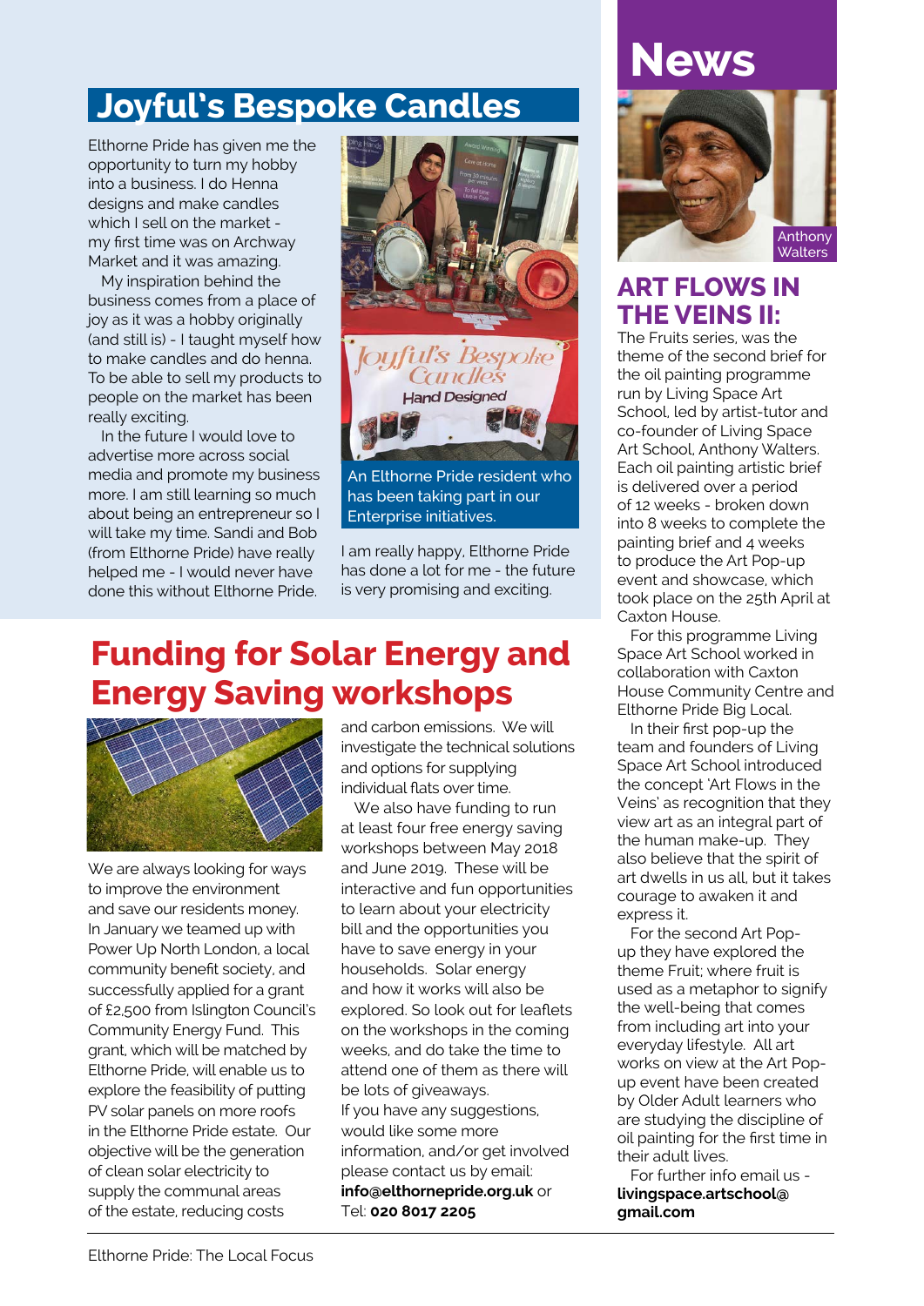## Joyful's Bespoke Candles

Elthorne Pride has given me the opportunity to turn my hobby into a business. I do Henna designs and make candles which I sell on the market - my first time was on Archway Market and it was amazing.

My inspiration behind the business comes from a place of joy as it was a hobby originally (and still is) - I taught myself how to make candles and do henna. To be able to sell my products to people on the market has been really exciting.

In the future I would love to advertise more across social media and promote my business more. I am still learning so much about being an entrepreneur so I will take my time. Sandi and Bob (from Elthorne Pride) have really helped me - I would never have done this without Elthorne Pride.

An Elthorne Pride resident who has been taking part in our Enterprise initiatives.

I am really happy, Elthorne Pride has done a lot for me - the future is very promising and exciting.

## Funding for Solar Energy and Energy Saving workshops

We are always looking for ways to improve the environment and save our residents money. In January we teamed up with Power Up North London, a local community benefit society, and successfully applied for a grant of £2,500 from Islington Council's Community Energy Fund. This grant, which will be matched by Elthorne Pride, will enable us to explore the feasibility of putting PV solar panels on more roofs in the Elthorne Pride estate. Our objective will be the generation of clean solar electricity to supply the communal areas of the estate, reducing costs and carbon emissions. We will investigate the technical solutions and options for supplying individual flats over time.

We also have funding to run at least four free energy saving workshops between May 2018 and June 2019. These will be interactive and fun opportunities to learn about your electricity bill and the opportunities you have to save energy in your households. Solar energy and how it works will also be explored. So look out for leaflets on the workshops in the coming weeks, and do take the time to attend one of them as there will be lots of giveaways.

If you have any suggestions, would like some more information, and/or get involved please contact us by email: **info@elthornepride.org.uk** or Tel: **020 8017 2205**

# News

Anthony Walters

## ART FLOWS IN THE VEINS II:

The Fruits series, was the theme of the second brief for the oil painting programme run by Living Space Art School, led by artist-tutor and co-founder of Living Space Art School, Anthony Walters. Each oil painting artistic brief is delivered over a period of 12 weeks - broken down into 8 weeks to complete the painting brief and 4 weeks to produce the Art Pop-up event and showcase, which took place on the 25th April at Caxton House.

For this programme Living Space Art School worked in collaboration with Caxton House Community Centre and Elthorne Pride Big Local.

In their first pop-up the team and founders of Living Space Art School introduced the concept 'Art Flows in the Veins' as recognition that they view art as an integral part of the human make-up. They also believe that the spirit of art dwells in us all, but it takes courage to awaken it and express it.

For the second Art Pop-up they have explored the theme Fruit; where fruit is used as a metaphor to signify the well-being that comes from including art into your everyday lifestyle. All art works on view at the Art Pop-up event have been created by Older Adult learners who are studying the discipline of oil painting for the first time in their adult lives.

For further info email us - **livingspace.artschool@gmail.com**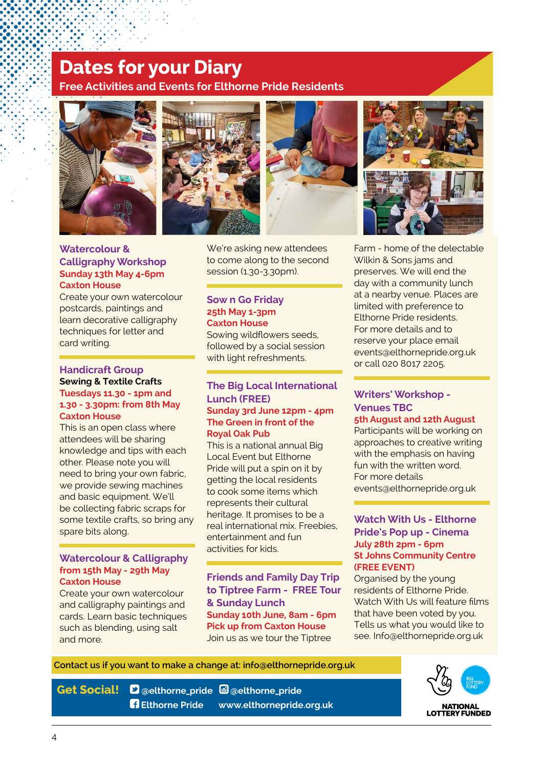# Dates for your Diary

**Free Activities and Events for Elthorne Pride Residents**

### Watercolour & Calligraphy Workshop

**Sunday 13th May 4-6pm**
**Caxton House**

Create your own watercolour postcards, paintings and learn decorative calligraphy techniques for letter and card writing.

### Handicraft Group

**Sewing & Textile Crafts**
**Tuesdays 11.30 - 1pm and 1.30 - 3.30pm: from 8th May**
**Caxton House**

This is an open class where attendees will be sharing knowledge and tips with each other. Please note you will need to bring your own fabric, we provide sewing machines and basic equipment. We'll be collecting fabric scraps for some textile crafts, so bring any spare bits along.

### Watercolour & Calligraphy

**from 15th May - 29th May**
**Caxton House**

Create your own watercolour and calligraphy paintings and cards. Learn basic techniques such as blending, using salt and more.

We're asking new attendees to come along to the second session (1.30-3.30pm).

### Sow n Go Friday

**25th May 1-3pm**
**Caxton House**

Sowing wildflowers seeds, followed by a social session with light refreshments.

### The Big Local International Lunch (FREE)

**Sunday 3rd June 12pm - 4pm**
**The Green in front of the Royal Oak Pub**

This is a national annual Big Local Event but Elthorne Pride will put a spin on it by getting the local residents to cook some items which represents their cultural heritage. It promises to be a real international mix. Freebies, entertainment and fun activities for kids.

### Friends and Family Day Trip to Tiptree Farm - FREE Tour & Sunday Lunch

**Sunday 10th June, 8am - 6pm**
**Pick up from Caxton House**

Join us as we tour the Tiptree Farm - home of the delectable Wilkin & Sons jams and preserves. We will end the day with a community lunch at a nearby venue. Places are limited with preference to Elthorne Pride residents. For more details and to reserve your place email events@elthornepride.org.uk or call 020 8017 2205.

### Writers' Workshop - Venues TBC

**5th August and 12th August**

Participants will be working on approaches to creative writing with the emphasis on having fun with the written word. For more details events@elthornepride.org.uk

### Watch With Us - Elthorne Pride's Pop up - Cinema

**July 28th 2pm - 6pm**
**St Johns Community Centre (FREE EVENT)**

Organised by the young residents of Elthorne Pride. Watch With Us will feature films that have been voted by you. Tells us what you would like to see. Info@elthornepride.org.uk

Contact us if you want to make a change at: info@elthornepride.org.uk

**Get Social!** @elthorne_pride @elthorne_pride Elthorne Pride www.elthornepride.org.uk

NATIONAL LOTTERY FUNDED